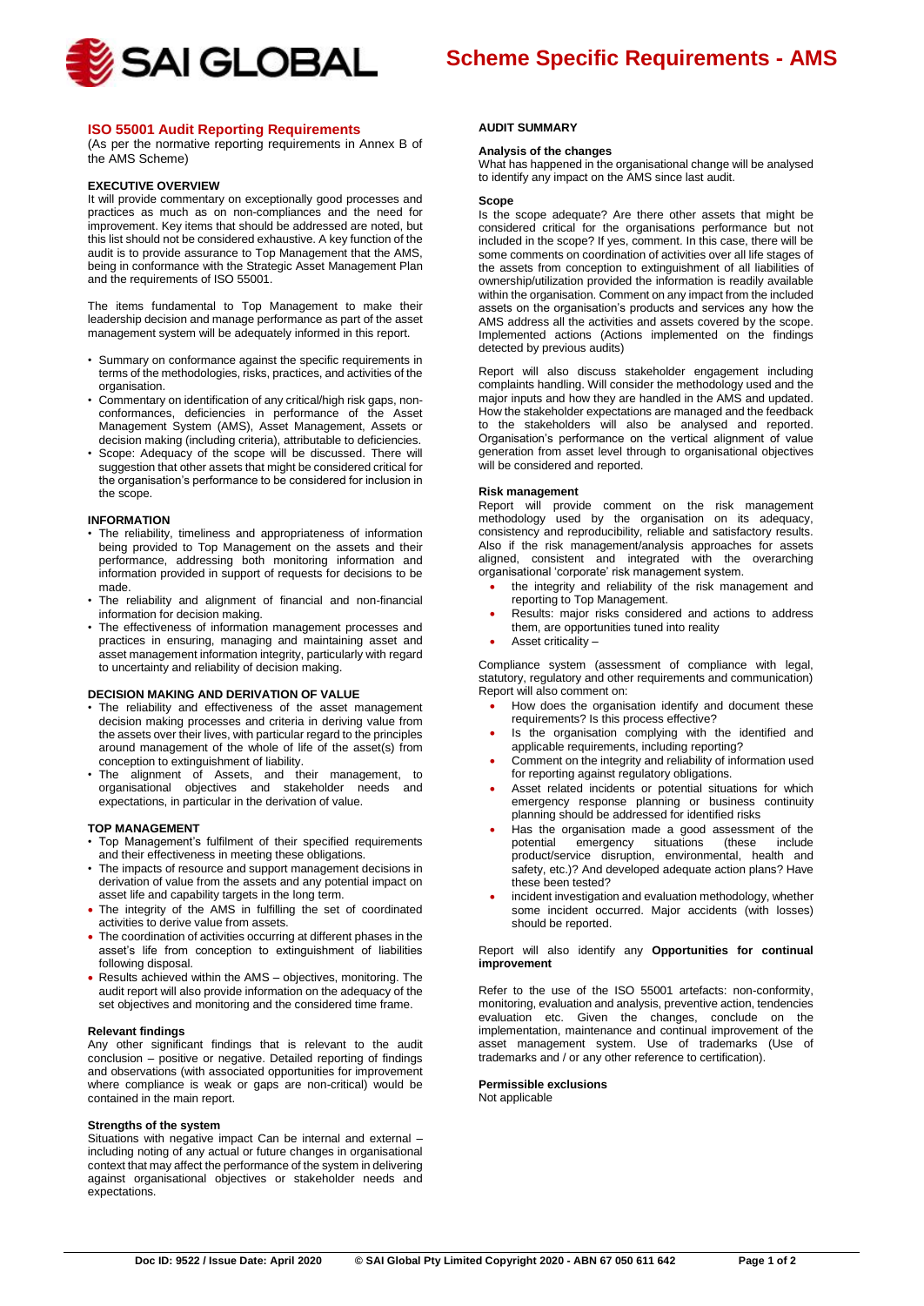# Scheme Specific Requirements - AMS

## ISO 55001 Audit Reporting Requirements

(As per the normative reporting requirements in Annex B of the AMS Scheme)

### EXECUTIVE OVERVIEW

It will provide commentary on exceptionally good processes and practices as much as on non-compliances and the need for improvement. Key items that should be addressed are noted, but this list should not be considered exhaustive. A key function of the audit is to provide assurance to Top Management that the AMS, being in conformance with the Strategic Asset Management Plan and the requirements of ISO 55001.

The items fundamental to Top Management to make their leadership decision and manage performance as part of the asset management system will be adequately informed in this report.

- Summary on conformance against the specific requirements in terms of the methodologies, risks, practices, and activities of the organisation.
- Commentary on identification of any critical/high risk gaps, non-conformances, deficiencies in performance of the Asset Management System (AMS), Asset Management, Assets or decision making (including criteria), attributable to deficiencies.
- Scope: Adequacy of the scope will be discussed. There will suggestion that other assets that might be considered critical for the organisation's performance to be considered for inclusion in the scope.

### INFORMATION

- The reliability, timeliness and appropriateness of information being provided to Top Management on the assets and their performance, addressing both monitoring information and information provided in support of requests for decisions to be made.
- The reliability and alignment of financial and non-financial information for decision making.
- The effectiveness of information management processes and practices in ensuring, managing and maintaining asset and asset management information integrity, particularly with regard to uncertainty and reliability of decision making.

### DECISION MAKING AND DERIVATION OF VALUE

- The reliability and effectiveness of the asset management decision making processes and criteria in deriving value from the assets over their lives, with particular regard to the principles around management of the whole of life of the asset(s) from conception to extinguishment of liability.
- The alignment of Assets, and their management, to organisational objectives and stakeholder needs and expectations, in particular in the derivation of value.

### TOP MANAGEMENT

- Top Management's fulfilment of their specified requirements and their effectiveness in meeting these obligations.
- The impacts of resource and support management decisions in derivation of value from the assets and any potential impact on asset life and capability targets in the long term.
- The integrity of the AMS in fulfilling the set of coordinated activities to derive value from assets.
- The coordination of activities occurring at different phases in the asset's life from conception to extinguishment of liabilities following disposal.
- Results achieved within the AMS – objectives, monitoring. The audit report will also provide information on the adequacy of the set objectives and monitoring and the considered time frame.

#### Relevant findings

Any other significant findings that is relevant to the audit conclusion – positive or negative. Detailed reporting of findings and observations (with associated opportunities for improvement where compliance is weak or gaps are non-critical) would be contained in the main report.

#### Strengths of the system

Situations with negative impact Can be internal and external – including noting of any actual or future changes in organisational context that may affect the performance of the system in delivering against organisational objectives or stakeholder needs and expectations.

### AUDIT SUMMARY

#### Analysis of the changes

What has happened in the organisational change will be analysed to identify any impact on the AMS since last audit.

#### Scope

Is the scope adequate? Are there other assets that might be considered critical for the organisations performance but not included in the scope? If yes, comment. In this case, there will be some comments on coordination of activities over all life stages of the assets from conception to extinguishment of all liabilities of ownership/utilization provided the information is readily available within the organisation. Comment on any impact from the included assets on the organisation's products and services any how the AMS address all the activities and assets covered by the scope. Implemented actions (Actions implemented on the findings detected by previous audits)

Report will also discuss stakeholder engagement including complaints handling. Will consider the methodology used and the major inputs and how they are handled in the AMS and updated. How the stakeholder expectations are managed and the feedback to the stakeholders will also be analysed and reported. Organisation's performance on the vertical alignment of value generation from asset level through to organisational objectives will be considered and reported.

#### Risk management

Report will provide comment on the risk management methodology used by the organisation on its adequacy, consistency and reproducibility, reliable and satisfactory results. Also if the risk management/analysis approaches for assets aligned, consistent and integrated with the overarching organisational 'corporate' risk management system.

- the integrity and reliability of the risk management and reporting to Top Management.
- Results: major risks considered and actions to address them, are opportunities tuned into reality
- Asset criticality –

Compliance system (assessment of compliance with legal, statutory, regulatory and other requirements and communication) Report will also comment on:

- How does the organisation identify and document these requirements? Is this process effective?
- Is the organisation complying with the identified and applicable requirements, including reporting?
- Comment on the integrity and reliability of information used for reporting against regulatory obligations.
- Asset related incidents or potential situations for which emergency response planning or business continuity planning should be addressed for identified risks
- Has the organisation made a good assessment of the potential emergency situations (these include product/service disruption, environmental, health and safety, etc.)? And developed adequate action plans? Have these been tested?
- incident investigation and evaluation methodology, whether some incident occurred. Major accidents (with losses) should be reported.

Report will also identify any **Opportunities for continual improvement**

Refer to the use of the ISO 55001 artefacts: non-conformity, monitoring, evaluation and analysis, preventive action, tendencies evaluation etc. Given the changes, conclude on the implementation, maintenance and continual improvement of the asset management system. Use of trademarks (Use of trademarks and / or any other reference to certification).

#### Permissible exclusions

Not applicable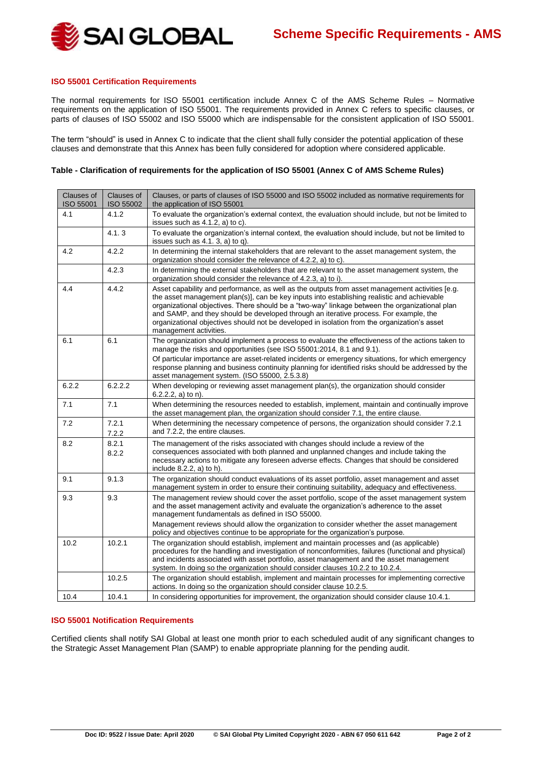## ISO 55001 Certification Requirements

The normal requirements for ISO 55001 certification include Annex C of the AMS Scheme Rules – Normative requirements on the application of ISO 55001. The requirements provided in Annex C refers to specific clauses, or parts of clauses of ISO 55002 and ISO 55000 which are indispensable for the consistent application of ISO 55001.

The term "should" is used in Annex C to indicate that the client shall fully consider the potential application of these clauses and demonstrate that this Annex has been fully considered for adoption where considered applicable.

**Table - Clarification of requirements for the application of ISO 55001 (Annex C of AMS Scheme Rules)**

| Clauses of ISO 55001 | Clauses of ISO 55002 | Clauses, or parts of clauses of ISO 55000 and ISO 55002 included as normative requirements for the application of ISO 55001 |
|---|---|---|
| 4.1 | 4.1.2 | To evaluate the organization's external context, the evaluation should include, but not be limited to issues such as 4.1.2, a) to c). |
| | 4.1. 3 | To evaluate the organization's internal context, the evaluation should include, but not be limited to issues such as 4.1. 3, a) to q). |
| 4.2 | 4.2.2 | In determining the internal stakeholders that are relevant to the asset management system, the organization should consider the relevance of 4.2.2, a) to c). |
| | 4.2.3 | In determining the external stakeholders that are relevant to the asset management system, the organization should consider the relevance of 4.2.3, a) to i). |
| 4.4 | 4.4.2 | Asset capability and performance, as well as the outputs from asset management activities [e.g. the asset management plan(s)], can be key inputs into establishing realistic and achievable organizational objectives. There should be a "two-way" linkage between the organizational plan and SAMP, and they should be developed through an iterative process. For example, the organizational objectives should not be developed in isolation from the organization's asset management activities. |
| 6.1 | 6.1 | The organization should implement a process to evaluate the effectiveness of the actions taken to manage the risks and opportunities (see ISO 55001:2014, 8.1 and 9.1).<br>Of particular importance are asset-related incidents or emergency situations, for which emergency response planning and business continuity planning for identified risks should be addressed by the asset management system. (ISO 55000, 2.5.3.8) |
| 6.2.2 | 6.2.2.2 | When developing or reviewing asset management plan(s), the organization should consider 6.2.2.2, a) to n). |
| 7.1 | 7.1 | When determining the resources needed to establish, implement, maintain and continually improve the asset management plan, the organization should consider 7.1, the entire clause. |
| 7.2 | 7.2.1<br>7.2.2 | When determining the necessary competence of persons, the organization should consider 7.2.1 and 7.2.2, the entire clauses. |
| 8.2 | 8.2.1<br>8.2.2 | The management of the risks associated with changes should include a review of the consequences associated with both planned and unplanned changes and include taking the necessary actions to mitigate any foreseen adverse effects. Changes that should be considered include 8.2.2, a) to h). |
| 9.1 | 9.1.3 | The organization should conduct evaluations of its asset portfolio, asset management and asset management system in order to ensure their continuing suitability, adequacy and effectiveness. |
| 9.3 | 9.3 | The management review should cover the asset portfolio, scope of the asset management system and the asset management activity and evaluate the organization's adherence to the asset management fundamentals as defined in ISO 55000.<br>Management reviews should allow the organization to consider whether the asset management policy and objectives continue to be appropriate for the organization's purpose. |
| 10.2 | 10.2.1 | The organization should establish, implement and maintain processes and (as applicable) procedures for the handling and investigation of nonconformities, failures (functional and physical) and incidents associated with asset portfolio, asset management and the asset management system. In doing so the organization should consider clauses 10.2.2 to 10.2.4. |
| | 10.2.5 | The organization should establish, implement and maintain processes for implementing corrective actions. In doing so the organization should consider clause 10.2.5. |
| 10.4 | 10.4.1 | In considering opportunities for improvement, the organization should consider clause 10.4.1. |

## ISO 55001 Notification Requirements

Certified clients shall notify SAI Global at least one month prior to each scheduled audit of any significant changes to the Strategic Asset Management Plan (SAMP) to enable appropriate planning for the pending audit.